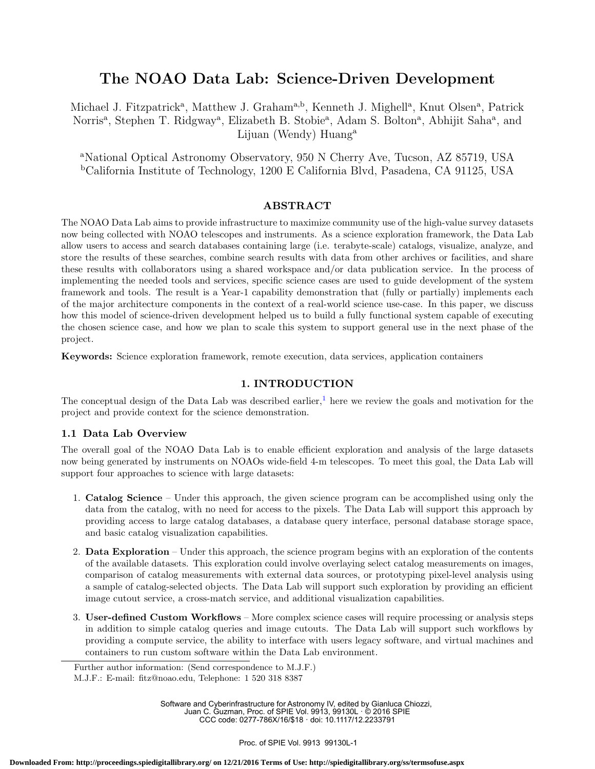# The NOAO Data Lab: Science-Driven Development

Michael J. Fitzpatrick[a], Matthew J. Graham[a,b], Kenneth J. Mighell[a], Knut Olsen[a], Patrick Norris[a], Stephen T. Ridgway[a], Elizabeth B. Stobie[a], Adam S. Bolton[a], Abhijit Saha[a], and Lijuan (Wendy) Huang[a]

[a]National Optical Astronomy Observatory, 950 N Cherry Ave, Tucson, AZ 85719, USA
[b]California Institute of Technology, 1200 E California Blvd, Pasadena, CA 91125, USA

## ABSTRACT

The NOAO Data Lab aims to provide infrastructure to maximize community use of the high-value survey datasets now being collected with NOAO telescopes and instruments. As a science exploration framework, the Data Lab allow users to access and search databases containing large (i.e. terabyte-scale) catalogs, visualize, analyze, and store the results of these searches, combine search results with data from other archives or facilities, and share these results with collaborators using a shared workspace and/or data publication service. In the process of implementing the needed tools and services, specific science cases are used to guide development of the system framework and tools. The result is a Year-1 capability demonstration that (fully or partially) implements each of the major architecture components in the context of a real-world science use-case. In this paper, we discuss how this model of science-driven development helped us to build a fully functional system capable of executing the chosen science case, and how we plan to scale this system to support general use in the next phase of the project.

**Keywords:** Science exploration framework, remote execution, data services, application containers

## 1. INTRODUCTION

The conceptual design of the Data Lab was described earlier,[1] here we review the goals and motivation for the project and provide context for the science demonstration.

### 1.1 Data Lab Overview

The overall goal of the NOAO Data Lab is to enable efficient exploration and analysis of the large datasets now being generated by instruments on NOAOs wide-field 4-m telescopes. To meet this goal, the Data Lab will support four approaches to science with large datasets:

1. **Catalog Science** – Under this approach, the given science program can be accomplished using only the data from the catalog, with no need for access to the pixels. The Data Lab will support this approach by providing access to large catalog databases, a database query interface, personal database storage space, and basic catalog visualization capabilities.
2. **Data Exploration** – Under this approach, the science program begins with an exploration of the contents of the available datasets. This exploration could involve overlaying select catalog measurements on images, comparison of catalog measurements with external data sources, or prototyping pixel-level analysis using a sample of catalog-selected objects. The Data Lab will support such exploration by providing an efficient image cutout service, a cross-match service, and additional visualization capabilities.
3. **User-defined Custom Workflows** – More complex science cases will require processing or analysis steps in addition to simple catalog queries and image cutouts. The Data Lab will support such workflows by providing a compute service, the ability to interface with users legacy software, and virtual machines and containers to run custom software within the Data Lab environment.

Further author information: (Send correspondence to M.J.F.)
M.J.F.: E-mail: fitz@noao.edu, Telephone: 1 520 318 8387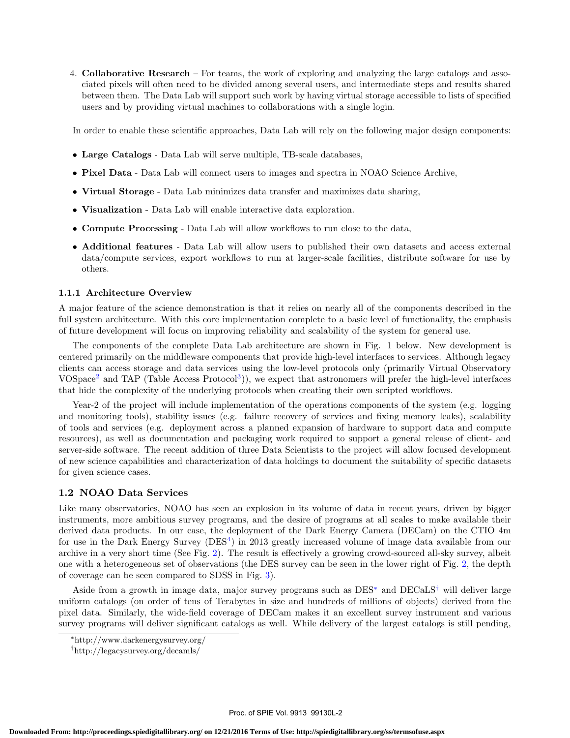4. **Collaborative Research** – For teams, the work of exploring and analyzing the large catalogs and associated pixels will often need to be divided among several users, and intermediate steps and results shared between them. The Data Lab will support such work by having virtual storage accessible to lists of specified users and by providing virtual machines to collaborations with a single login.

In order to enable these scientific approaches, Data Lab will rely on the following major design components:

- **Large Catalogs** - Data Lab will serve multiple, TB-scale databases,
- **Pixel Data** - Data Lab will connect users to images and spectra in NOAO Science Archive,
- **Virtual Storage** - Data Lab minimizes data transfer and maximizes data sharing,
- **Visualization** - Data Lab will enable interactive data exploration.
- **Compute Processing** - Data Lab will allow workflows to run close to the data,
- **Additional features** - Data Lab will allow users to published their own datasets and access external data/compute services, export workflows to run at larger-scale facilities, distribute software for use by others.

### 1.1.1 Architecture Overview

A major feature of the science demonstration is that it relies on nearly all of the components described in the full system architecture. With this core implementation complete to a basic level of functionality, the emphasis of future development will focus on improving reliability and scalability of the system for general use.

The components of the complete Data Lab architecture are shown in Fig. 1 below. New development is centered primarily on the middleware components that provide high-level interfaces to services. Although legacy clients can access storage and data services using the low-level protocols only (primarily Virtual Observatory VOSpace[2] and TAP (Table Access Protocol[3])), we expect that astronomers will prefer the high-level interfaces that hide the complexity of the underlying protocols when creating their own scripted workflows.

Year-2 of the project will include implementation of the operations components of the system (e.g. logging and monitoring tools), stability issues (e.g. failure recovery of services and fixing memory leaks), scalability of tools and services (e.g. deployment across a planned expansion of hardware to support data and compute resources), as well as documentation and packaging work required to support a general release of client- and server-side software. The recent addition of three Data Scientists to the project will allow focused development of new science capabilities and characterization of data holdings to document the suitability of specific datasets for given science cases.

## 1.2 NOAO Data Services

Like many observatories, NOAO has seen an explosion in its volume of data in recent years, driven by bigger instruments, more ambitious survey programs, and the desire of programs at all scales to make available their derived data products. In our case, the deployment of the Dark Energy Camera (DECam) on the CTIO 4m for use in the Dark Energy Survey (DES[4]) in 2013 greatly increased volume of image data available from our archive in a very short time (See Fig. 2). The result is effectively a growing crowd-sourced all-sky survey, albeit one with a heterogeneous set of observations (the DES survey can be seen in the lower right of Fig. 2, the depth of coverage can be seen compared to SDSS in Fig. 3).

Aside from a growth in image data, major survey programs such as DES[*] and DECaLS[†] will deliver large uniform catalogs (on order of tens of Terabytes in size and hundreds of millions of objects) derived from the pixel data. Similarly, the wide-field coverage of DECam makes it an excellent survey instrument and various survey programs will deliver significant catalogs as well. While delivery of the largest catalogs is still pending,

[*] http://www.darkenergysurvey.org/

[†] http://legacysurvey.org/decamls/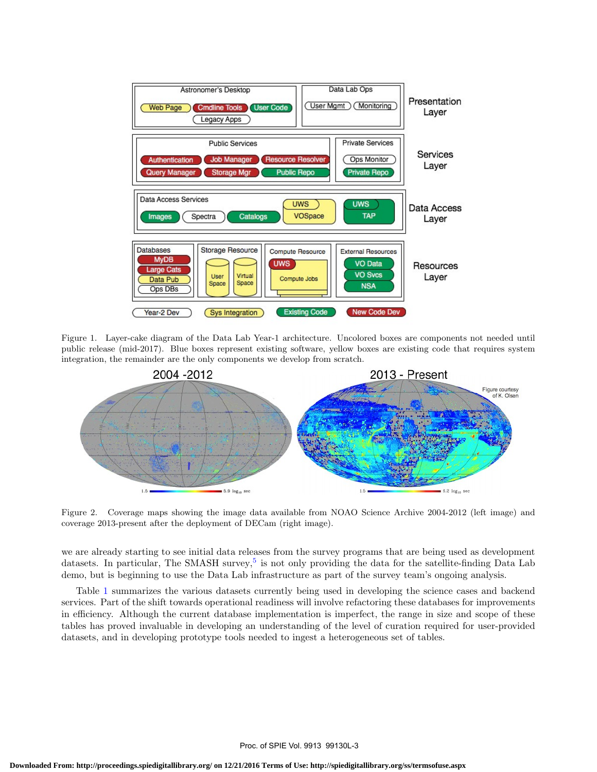Figure 1. Layer-cake diagram of the Data Lab Year-1 architecture. Uncolored boxes are components not needed until public release (mid-2017). Blue boxes represent existing software, yellow boxes are existing code that requires system integration, the remainder are the only components we develop from scratch.

Figure 2. Coverage maps showing the image data available from NOAO Science Archive 2004-2012 (left image) and coverage 2013-present after the deployment of DECam (right image).

we are already starting to see initial data releases from the survey programs that are being used as development datasets. In particular, The SMASH survey,[5] is not only providing the data for the satellite-finding Data Lab demo, but is beginning to use the Data Lab infrastructure as part of the survey team's ongoing analysis.

Table 1 summarizes the various datasets currently being used in developing the science cases and backend services. Part of the shift towards operational readiness will involve refactoring these databases for improvements in efficiency. Although the current database implementation is imperfect, the range in size and scope of these tables has proved invaluable in developing an understanding of the level of curation required for user-provided datasets, and in developing prototype tools needed to ingest a heterogeneous set of tables.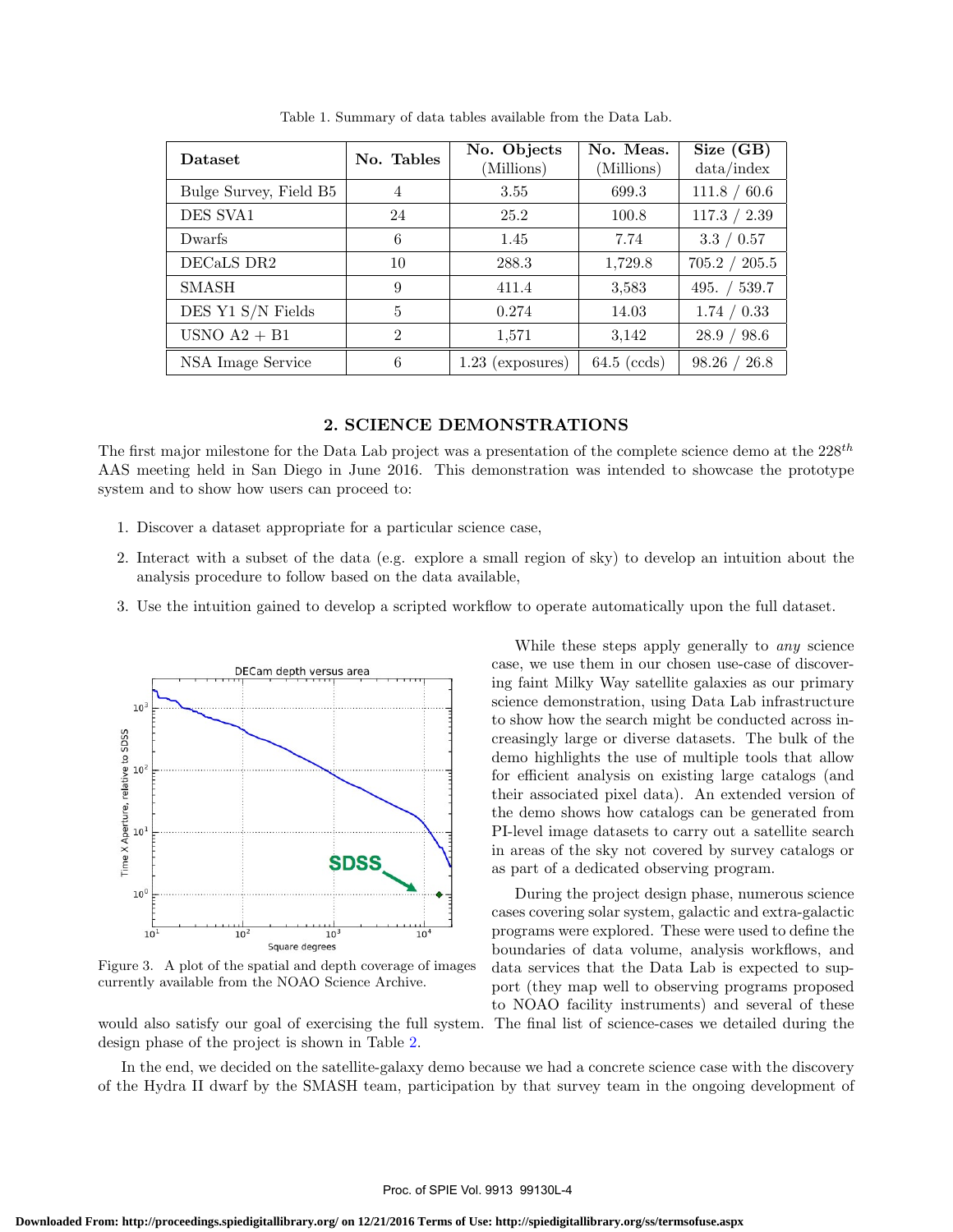Table 1. Summary of data tables available from the Data Lab.

| Dataset | No. Tables | No. Objects (Millions) | No. Meas. (Millions) | Size (GB) data/index |
|---|---|---|---|---|
| Bulge Survey, Field B5 | 4 | 3.55 | 699.3 | 111.8 / 60.6 |
| DES SVA1 | 24 | 25.2 | 100.8 | 117.3 / 2.39 |
| Dwarfs | 6 | 1.45 | 7.74 | 3.3 / 0.57 |
| DECaLS DR2 | 10 | 288.3 | 1,729.8 | 705.2 / 205.5 |
| SMASH | 9 | 411.4 | 3,583 | 495. / 539.7 |
| DES Y1 S/N Fields | 5 | 0.274 | 14.03 | 1.74 / 0.33 |
| USNO A2 + B1 | 2 | 1,571 | 3,142 | 28.9 / 98.6 |
| NSA Image Service | 6 | 1.23 (exposures) | 64.5 (ccds) | 98.26 / 26.8 |

## 2. SCIENCE DEMONSTRATIONS

The first major milestone for the Data Lab project was a presentation of the complete science demo at the $228^{th}$ AAS meeting held in San Diego in June 2016. This demonstration was intended to showcase the prototype system and to show how users can proceed to:

1. Discover a dataset appropriate for a particular science case,
2. Interact with a subset of the data (e.g. explore a small region of sky) to develop an intuition about the analysis procedure to follow based on the data available,
3. Use the intuition gained to develop a scripted workflow to operate automatically upon the full dataset.

Figure 3. A plot of the spatial and depth coverage of images currently available from the NOAO Science Archive.

While these steps apply generally to *any* science case, we use them in our chosen use-case of discovering faint Milky Way satellite galaxies as our primary science demonstration, using Data Lab infrastructure to show how the search might be conducted across increasingly large or diverse datasets. The bulk of the demo highlights the use of multiple tools that allow for efficient analysis on existing large catalogs (and their associated pixel data). An extended version of the demo shows how catalogs can be generated from PI-level image datasets to carry out a satellite search in areas of the sky not covered by survey catalogs or as part of a dedicated observing program.

During the project design phase, numerous science cases covering solar system, galactic and extra-galactic programs were explored. These were used to define the boundaries of data volume, analysis workflows, and data services that the Data Lab is expected to support (they map well to observing programs proposed to NOAO facility instruments) and several of these would also satisfy our goal of exercising the full system. The final list of science-cases we detailed during the design phase of the project is shown in Table 2.

In the end, we decided on the satellite-galaxy demo because we had a concrete science case with the discovery of the Hydra II dwarf by the SMASH team, participation by that survey team in the ongoing development of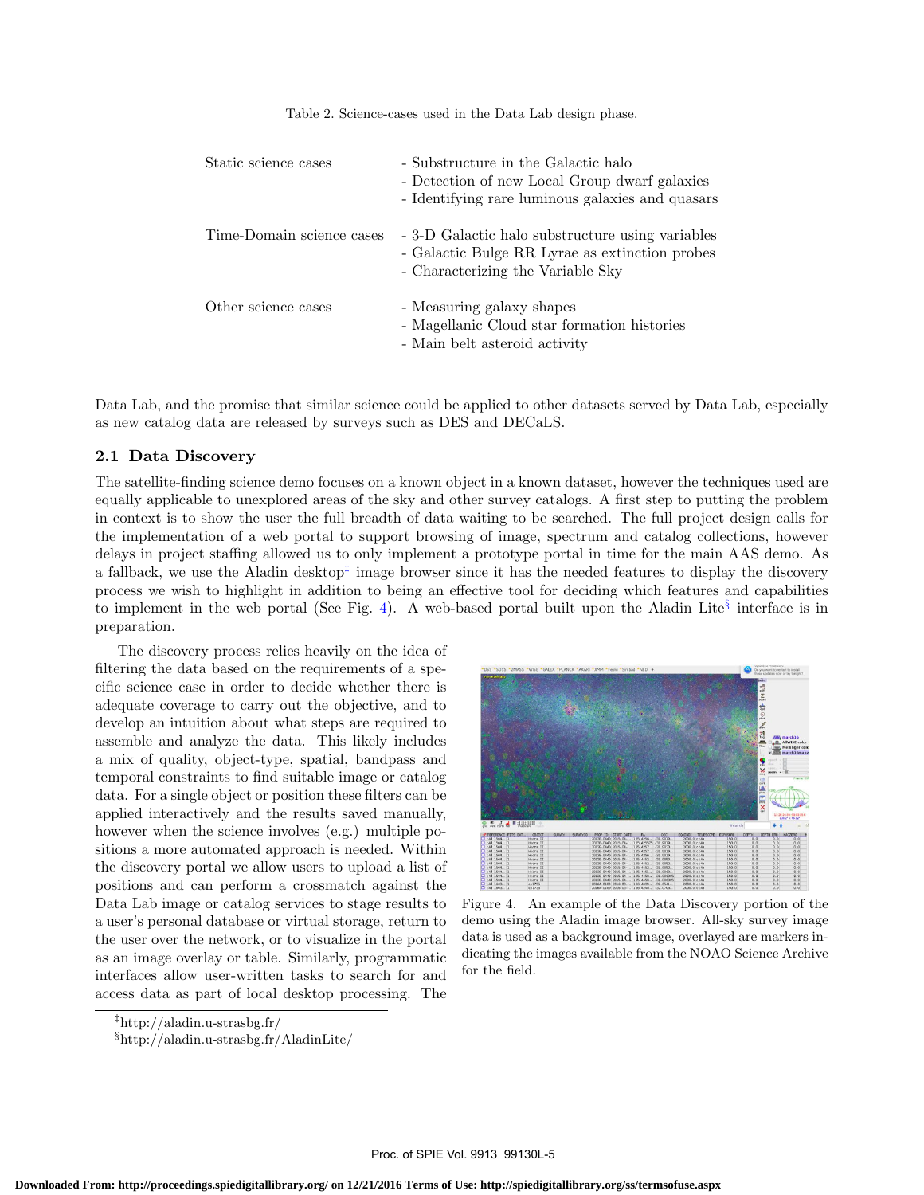Table 2. Science-cases used in the Data Lab design phase.

| | |
|---|---|
| Static science cases | - Substructure in the Galactic halo<br>- Detection of new Local Group dwarf galaxies<br>- Identifying rare luminous galaxies and quasars |
| Time-Domain science cases | - 3-D Galactic halo substructure using variables<br>- Galactic Bulge RR Lyrae as extinction probes<br>- Characterizing the Variable Sky |
| Other science cases | - Measuring galaxy shapes<br>- Magellanic Cloud star formation histories<br>- Main belt asteroid activity |

Data Lab, and the promise that similar science could be applied to other datasets served by Data Lab, especially as new catalog data are released by surveys such as DES and DECaLS.

## 2.1 Data Discovery

The satellite-finding science demo focuses on a known object in a known dataset, however the techniques used are equally applicable to unexplored areas of the sky and other survey catalogs. A first step to putting the problem in context is to show the user the full breadth of data waiting to be searched. The full project design calls for the implementation of a web portal to support browsing of image, spectrum and catalog collections, however delays in project staffing allowed us to only implement a prototype portal in time for the main AAS demo. As a fallback, we use the Aladin desktop[‡] image browser since it has the needed features to display the discovery process we wish to highlight in addition to being an effective tool for deciding which features and capabilities to implement in the web portal (See Fig. 4). A web-based portal built upon the Aladin Lite[§] interface is in preparation.

The discovery process relies heavily on the idea of filtering the data based on the requirements of a specific science case in order to decide whether there is adequate coverage to carry out the objective, and to develop an intuition about what steps are required to assemble and analyze the data. This likely includes a mix of quality, object-type, spatial, bandpass and temporal constraints to find suitable image or catalog data. For a single object or position these filters can be applied interactively and the results saved manually, however when the science involves (e.g.) multiple positions a more automated approach is needed. Within the discovery portal we allow users to upload a list of positions and can perform a crossmatch against the Data Lab image or catalog services to stage results to a user's personal database or virtual storage, return to the user over the network, or to visualize in the portal as an image overlay or table. Similarly, programmatic interfaces allow user-written tasks to search for and access data as part of local desktop processing. The

Figure 4. An example of the Data Discovery portion of the demo using the Aladin image browser. All-sky survey image data is used as a background image, overlayed are markers indicating the images available from the NOAO Science Archive for the field.

[‡]http://aladin.u-strasbg.fr/

[§]http://aladin.u-strasbg.fr/AladinLite/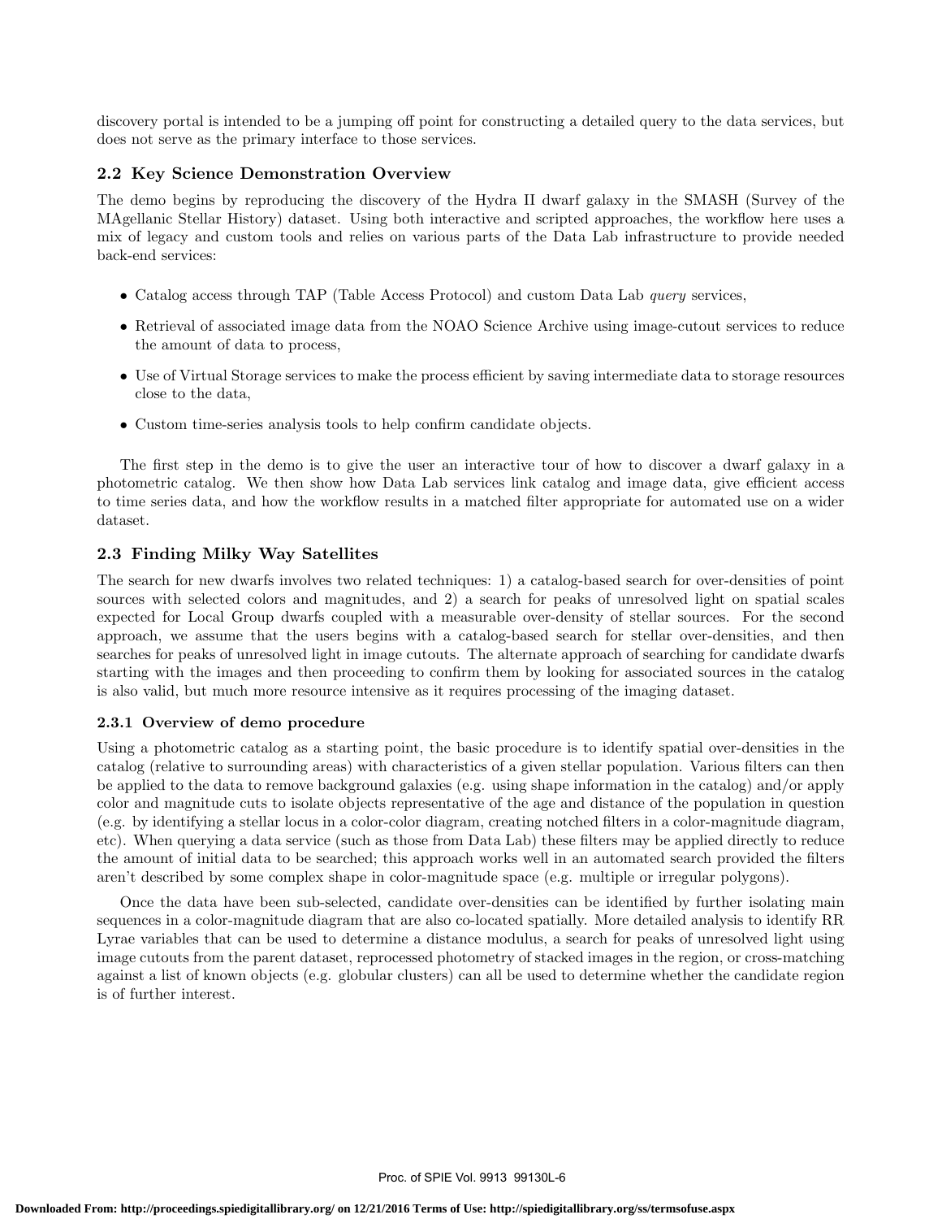discovery portal is intended to be a jumping off point for constructing a detailed query to the data services, but does not serve as the primary interface to those services.

### 2.2 Key Science Demonstration Overview

The demo begins by reproducing the discovery of the Hydra II dwarf galaxy in the SMASH (Survey of the MAgellanic Stellar History) dataset. Using both interactive and scripted approaches, the workflow here uses a mix of legacy and custom tools and relies on various parts of the Data Lab infrastructure to provide needed back-end services:

- Catalog access through TAP (Table Access Protocol) and custom Data Lab *query* services,
- Retrieval of associated image data from the NOAO Science Archive using image-cutout services to reduce the amount of data to process,
- Use of Virtual Storage services to make the process efficient by saving intermediate data to storage resources close to the data,
- Custom time-series analysis tools to help confirm candidate objects.

The first step in the demo is to give the user an interactive tour of how to discover a dwarf galaxy in a photometric catalog. We then show how Data Lab services link catalog and image data, give efficient access to time series data, and how the workflow results in a matched filter appropriate for automated use on a wider dataset.

### 2.3 Finding Milky Way Satellites

The search for new dwarfs involves two related techniques: 1) a catalog-based search for over-densities of point sources with selected colors and magnitudes, and 2) a search for peaks of unresolved light on spatial scales expected for Local Group dwarfs coupled with a measurable over-density of stellar sources. For the second approach, we assume that the users begins with a catalog-based search for stellar over-densities, and then searches for peaks of unresolved light in image cutouts. The alternate approach of searching for candidate dwarfs starting with the images and then proceeding to confirm them by looking for associated sources in the catalog is also valid, but much more resource intensive as it requires processing of the imaging dataset.

#### 2.3.1 Overview of demo procedure

Using a photometric catalog as a starting point, the basic procedure is to identify spatial over-densities in the catalog (relative to surrounding areas) with characteristics of a given stellar population. Various filters can then be applied to the data to remove background galaxies (e.g. using shape information in the catalog) and/or apply color and magnitude cuts to isolate objects representative of the age and distance of the population in question (e.g. by identifying a stellar locus in a color-color diagram, creating notched filters in a color-magnitude diagram, etc). When querying a data service (such as those from Data Lab) these filters may be applied directly to reduce the amount of initial data to be searched; this approach works well in an automated search provided the filters aren't described by some complex shape in color-magnitude space (e.g. multiple or irregular polygons).

Once the data have been sub-selected, candidate over-densities can be identified by further isolating main sequences in a color-magnitude diagram that are also co-located spatially. More detailed analysis to identify RR Lyrae variables that can be used to determine a distance modulus, a search for peaks of unresolved light using image cutouts from the parent dataset, reprocessed photometry of stacked images in the region, or cross-matching against a list of known objects (e.g. globular clusters) can all be used to determine whether the candidate region is of further interest.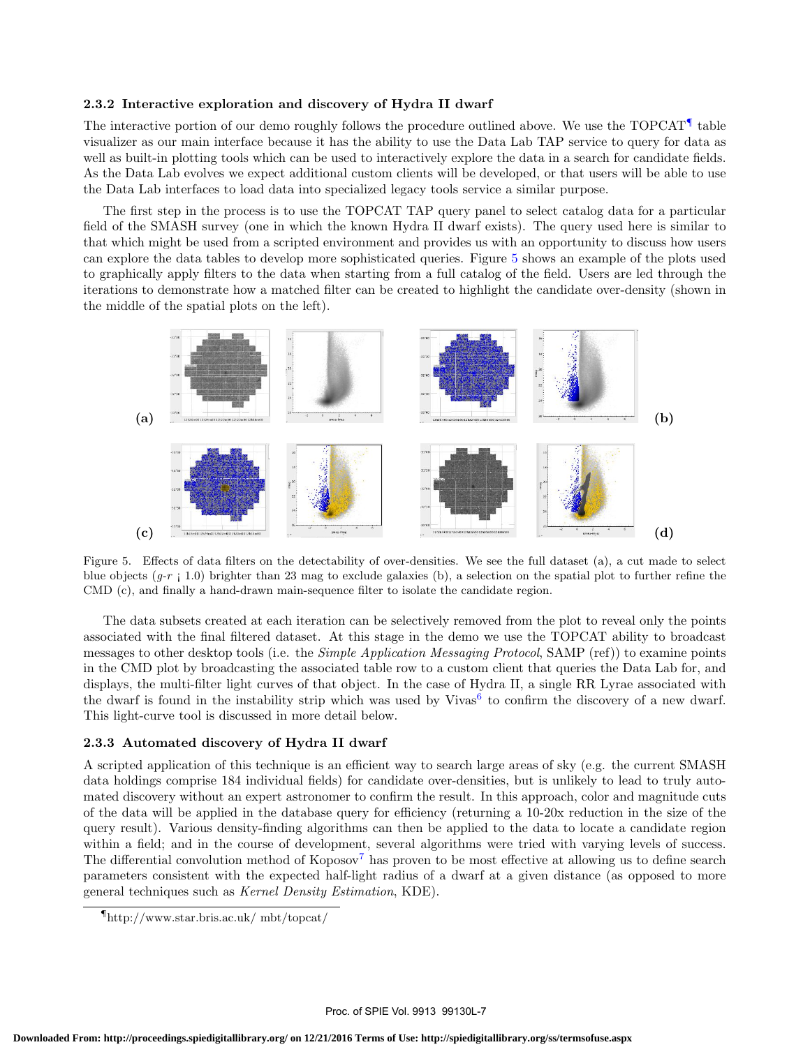### 2.3.2 Interactive exploration and discovery of Hydra II dwarf

The interactive portion of our demo roughly follows the procedure outlined above. We use the TOPCAT[¶] table visualizer as our main interface because it has the ability to use the Data Lab TAP service to query for data as well as built-in plotting tools which can be used to interactively explore the data in a search for candidate fields. As the Data Lab evolves we expect additional custom clients will be developed, or that users will be able to use the Data Lab interfaces to load data into specialized legacy tools service a similar purpose.

The first step in the process is to use the TOPCAT TAP query panel to select catalog data for a particular field of the SMASH survey (one in which the known Hydra II dwarf exists). The query used here is similar to that which might be used from a scripted environment and provides us with an opportunity to discuss how users can explore the data tables to develop more sophisticated queries. Figure 5 shows an example of the plots used to graphically apply filters to the data when starting from a full catalog of the field. Users are led through the iterations to demonstrate how a matched filter can be created to highlight the candidate over-density (shown in the middle of the spatial plots on the left).

(a) (b) (c) (d)

Figure 5. Effects of data filters on the detectability of over-densities. We see the full dataset (a), a cut made to select blue objects ($g$-$r$ ¡ 1.0) brighter than 23 mag to exclude galaxies (b), a selection on the spatial plot to further refine the CMD (c), and finally a hand-drawn main-sequence filter to isolate the candidate region.

The data subsets created at each iteration can be selectively removed from the plot to reveal only the points associated with the final filtered dataset. At this stage in the demo we use the TOPCAT ability to broadcast messages to other desktop tools (i.e. the *Simple Application Messaging Protocol*, SAMP (ref)) to examine points in the CMD plot by broadcasting the associated table row to a custom client that queries the Data Lab for, and displays, the multi-filter light curves of that object. In the case of Hydra II, a single RR Lyrae associated with the dwarf is found in the instability strip which was used by Vivas[6] to confirm the discovery of a new dwarf. This light-curve tool is discussed in more detail below.

### 2.3.3 Automated discovery of Hydra II dwarf

A scripted application of this technique is an efficient way to search large areas of sky (e.g. the current SMASH data holdings comprise 184 individual fields) for candidate over-densities, but is unlikely to lead to truly automated discovery without an expert astronomer to confirm the result. In this approach, color and magnitude cuts of the data will be applied in the database query for efficiency (returning a 10-20x reduction in the size of the query result). Various density-finding algorithms can then be applied to the data to locate a candidate region within a field; and in the course of development, several algorithms were tried with varying levels of success. The differential convolution method of Koposov[7] has proven to be most effective at allowing us to define search parameters consistent with the expected half-light radius of a dwarf at a given distance (as opposed to more general techniques such as *Kernel Density Estimation*, KDE).

---

[¶]http://www.star.bris.ac.uk/ mbt/topcat/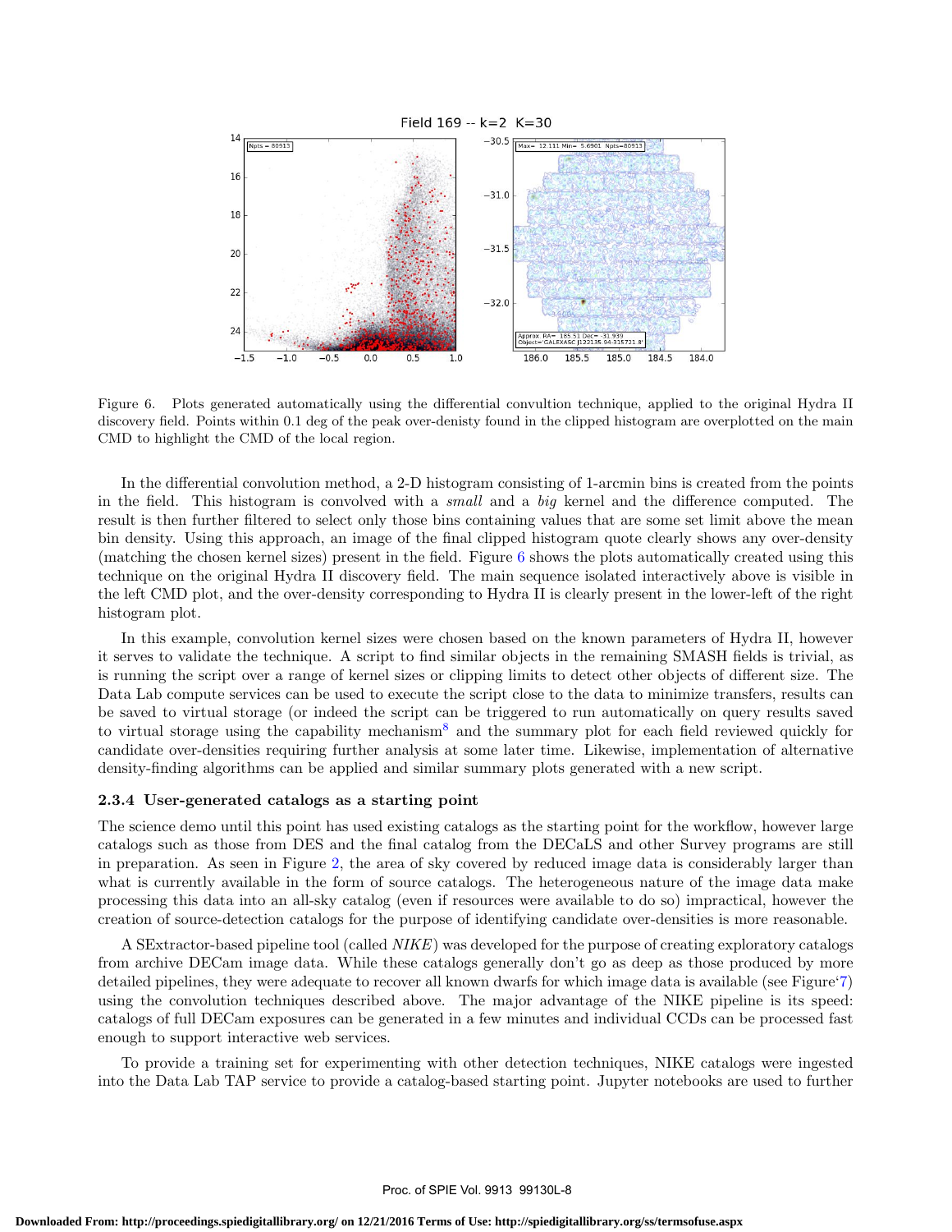Figure 6. Plots generated automatically using the differential convultion technique, applied to the original Hydra II discovery field. Points within 0.1 deg of the peak over-denisty found in the clipped histogram are overplotted on the main CMD to highlight the CMD of the local region.

In the differential convolution method, a 2-D histogram consisting of 1-arcmin bins is created from the points in the field. This histogram is convolved with a *small* and a *big* kernel and the difference computed. The result is then further filtered to select only those bins containing values that are some set limit above the mean bin density. Using this approach, an image of the final clipped histogram quote clearly shows any over-density (matching the chosen kernel sizes) present in the field. Figure 6 shows the plots automatically created using this technique on the original Hydra II discovery field. The main sequence isolated interactively above is visible in the left CMD plot, and the over-density corresponding to Hydra II is clearly present in the lower-left of the right histogram plot.

In this example, convolution kernel sizes were chosen based on the known parameters of Hydra II, however it serves to validate the technique. A script to find similar objects in the remaining SMASH fields is trivial, as is running the script over a range of kernel sizes or clipping limits to detect other objects of different size. The Data Lab compute services can be used to execute the script close to the data to minimize transfers, results can be saved to virtual storage (or indeed the script can be triggered to run automatically on query results saved to virtual storage using the capability mechanism[8] and the summary plot for each field reviewed quickly for candidate over-densities requiring further analysis at some later time. Likewise, implementation of alternative density-finding algorithms can be applied and similar summary plots generated with a new script.

#### 2.3.4 User-generated catalogs as a starting point

The science demo until this point has used existing catalogs as the starting point for the workflow, however large catalogs such as those from DES and the final catalog from the DECaLS and other Survey programs are still in preparation. As seen in Figure 2, the area of sky covered by reduced image data is considerably larger than what is currently available in the form of source catalogs. The heterogeneous nature of the image data make processing this data into an all-sky catalog (even if resources were available to do so) impractical, however the creation of source-detection catalogs for the purpose of identifying candidate over-densities is more reasonable.

A SExtractor-based pipeline tool (called *NIKE*) was developed for the purpose of creating exploratory catalogs from archive DECam image data. While these catalogs generally don't go as deep as those produced by more detailed pipelines, they were adequate to recover all known dwarfs for which image data is available (see Figure'7) using the convolution techniques described above. The major advantage of the NIKE pipeline is its speed: catalogs of full DECam exposures can be generated in a few minutes and individual CCDs can be processed fast enough to support interactive web services.

To provide a training set for experimenting with other detection techniques, NIKE catalogs were ingested into the Data Lab TAP service to provide a catalog-based starting point. Jupyter notebooks are used to further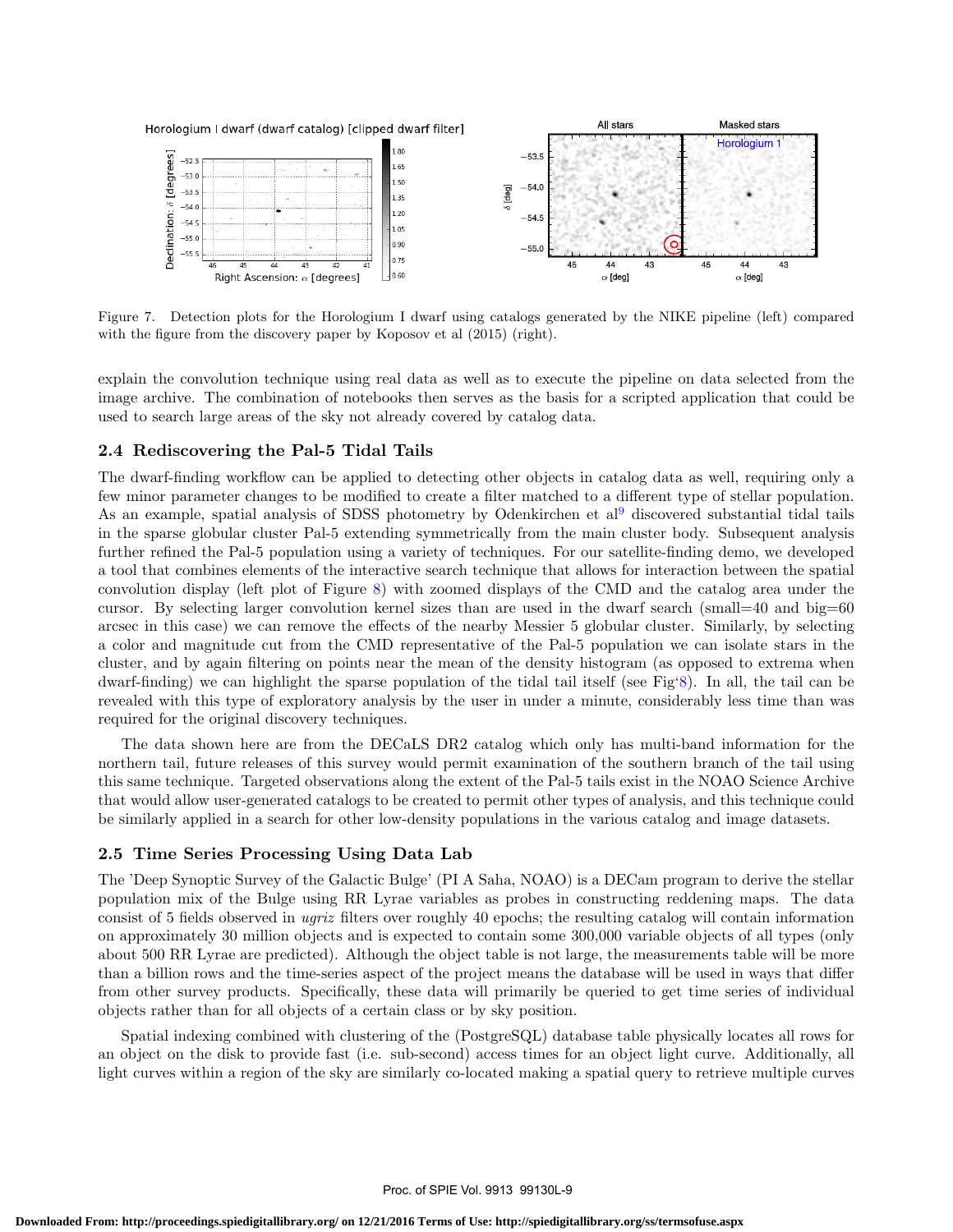Figure 7. Detection plots for the Horologium I dwarf using catalogs generated by the NIKE pipeline (left) compared with the figure from the discovery paper by Koposov et al (2015) (right).

explain the convolution technique using real data as well as to execute the pipeline on data selected from the image archive. The combination of notebooks then serves as the basis for a scripted application that could be used to search large areas of the sky not already covered by catalog data.

### 2.4 Rediscovering the Pal-5 Tidal Tails

The dwarf-finding workflow can be applied to detecting other objects in catalog data as well, requiring only a few minor parameter changes to be modified to create a filter matched to a different type of stellar population. As an example, spatial analysis of SDSS photometry by Odenkirchen et al[9] discovered substantial tidal tails in the sparse globular cluster Pal-5 extending symmetrically from the main cluster body. Subsequent analysis further refined the Pal-5 population using a variety of techniques. For our satellite-finding demo, we developed a tool that combines elements of the interactive search technique that allows for interaction between the spatial convolution display (left plot of Figure 8) with zoomed displays of the CMD and the catalog area under the cursor. By selecting larger convolution kernel sizes than are used in the dwarf search (small=40 and big=60 arcsec in this case) we can remove the effects of the nearby Messier 5 globular cluster. Similarly, by selecting a color and magnitude cut from the CMD representative of the Pal-5 population we can isolate stars in the cluster, and by again filtering on points near the mean of the density histogram (as opposed to extrema when dwarf-finding) we can highlight the sparse population of the tidal tail itself (see Fig'8). In all, the tail can be revealed with this type of exploratory analysis by the user in under a minute, considerably less time than was required for the original discovery techniques.

The data shown here are from the DECaLS DR2 catalog which only has multi-band information for the northern tail, future releases of this survey would permit examination of the southern branch of the tail using this same technique. Targeted observations along the extent of the Pal-5 tails exist in the NOAO Science Archive that would allow user-generated catalogs to be created to permit other types of analysis, and this technique could be similarly applied in a search for other low-density populations in the various catalog and image datasets.

### 2.5 Time Series Processing Using Data Lab

The 'Deep Synoptic Survey of the Galactic Bulge' (PI A Saha, NOAO) is a DECam program to derive the stellar population mix of the Bulge using RR Lyrae variables as probes in constructing reddening maps. The data consist of 5 fields observed in *ugriz* filters over roughly 40 epochs; the resulting catalog will contain information on approximately 30 million objects and is expected to contain some 300,000 variable objects of all types (only about 500 RR Lyrae are predicted). Although the object table is not large, the measurements table will be more than a billion rows and the time-series aspect of the project means the database will be used in ways that differ from other survey products. Specifically, these data will primarily be queried to get time series of individual objects rather than for all objects of a certain class or by sky position.

Spatial indexing combined with clustering of the (PostgreSQL) database table physically locates all rows for an object on the disk to provide fast (i.e. sub-second) access times for an object light curve. Additionally, all light curves within a region of the sky are similarly co-located making a spatial query to retrieve multiple curves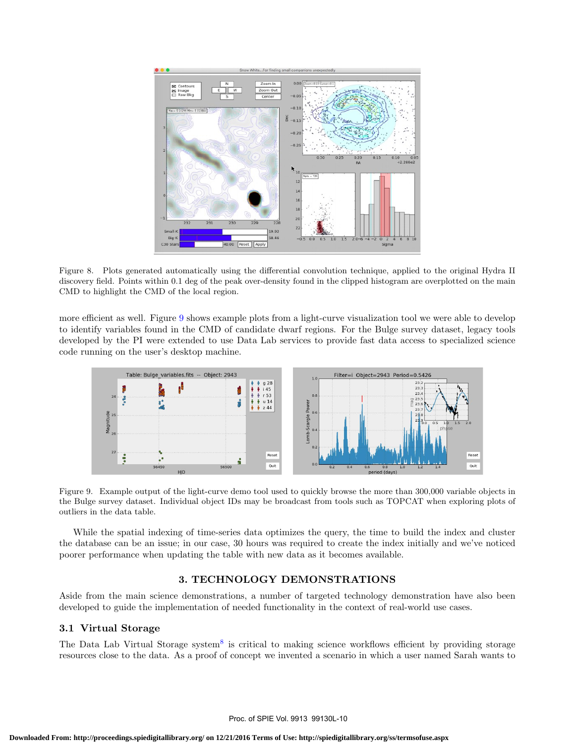Figure 8. Plots generated automatically using the differential convolution technique, applied to the original Hydra II discovery field. Points within 0.1 deg of the peak over-density found in the clipped histogram are overplotted on the main CMD to highlight the CMD of the local region.

more efficient as well. Figure 9 shows example plots from a light-curve visualization tool we were able to develop to identify variables found in the CMD of candidate dwarf regions. For the Bulge survey dataset, legacy tools developed by the PI were extended to use Data Lab services to provide fast data access to specialized science code running on the user's desktop machine.

Figure 9. Example output of the light-curve demo tool used to quickly browse the more than 300,000 variable objects in the Bulge survey dataset. Individual object IDs may be broadcast from tools such as TOPCAT when exploring plots of outliers in the data table.

While the spatial indexing of time-series data optimizes the query, the time to build the index and cluster the database can be an issue; in our case, 30 hours was required to create the index initially and we've noticed poorer performance when updating the table with new data as it becomes available.

## 3. TECHNOLOGY DEMONSTRATIONS

Aside from the main science demonstrations, a number of targeted technology demonstration have also been developed to guide the implementation of needed functionality in the context of real-world use cases.

### 3.1 Virtual Storage

The Data Lab Virtual Storage system[8] is critical to making science workflows efficient by providing storage resources close to the data. As a proof of concept we invented a scenario in which a user named Sarah wants to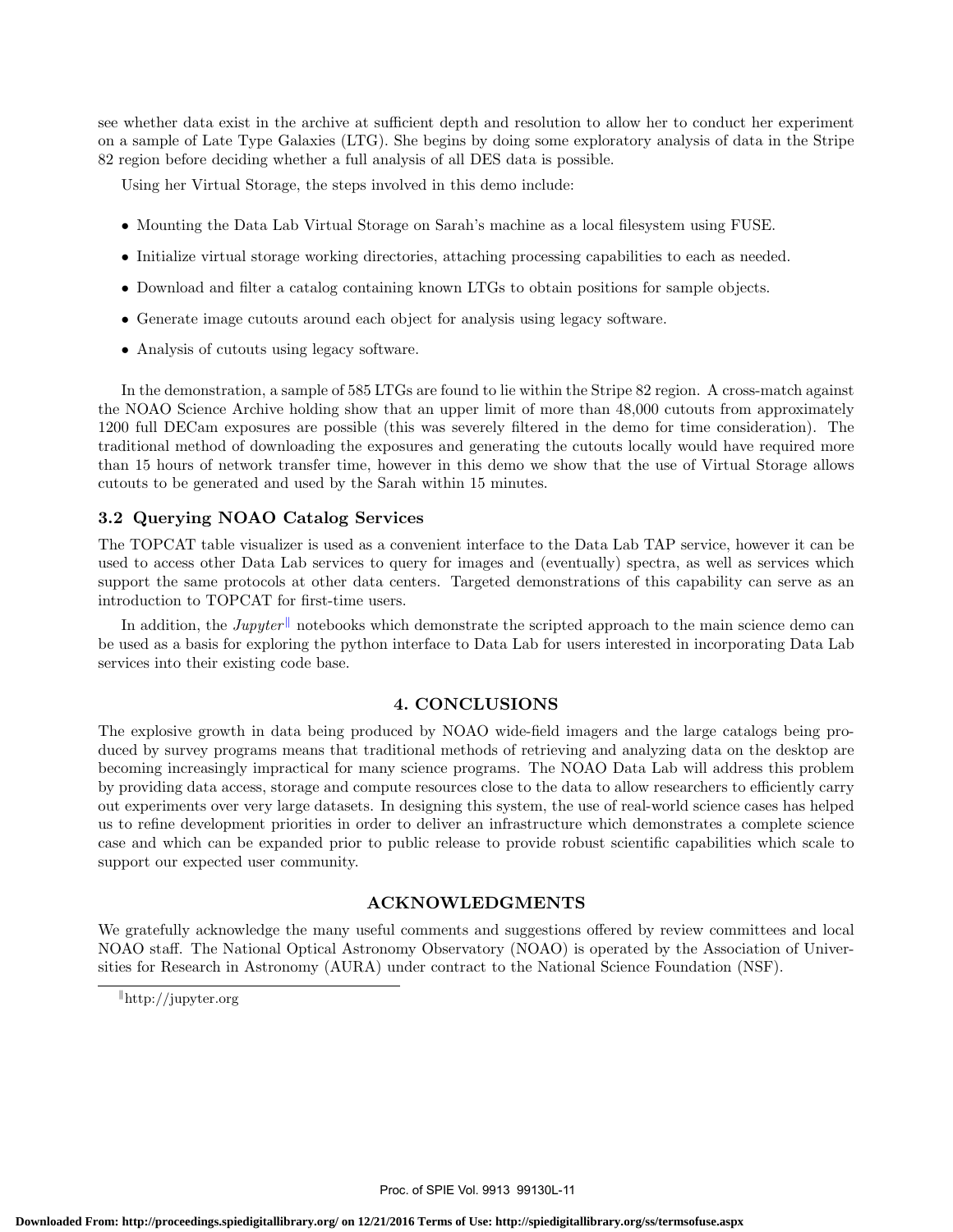see whether data exist in the archive at sufficient depth and resolution to allow her to conduct her experiment on a sample of Late Type Galaxies (LTG). She begins by doing some exploratory analysis of data in the Stripe 82 region before deciding whether a full analysis of all DES data is possible.

Using her Virtual Storage, the steps involved in this demo include:

- Mounting the Data Lab Virtual Storage on Sarah's machine as a local filesystem using FUSE.
- Initialize virtual storage working directories, attaching processing capabilities to each as needed.
- Download and filter a catalog containing known LTGs to obtain positions for sample objects.
- Generate image cutouts around each object for analysis using legacy software.
- Analysis of cutouts using legacy software.

In the demonstration, a sample of 585 LTGs are found to lie within the Stripe 82 region. A cross-match against the NOAO Science Archive holding show that an upper limit of more than 48,000 cutouts from approximately 1200 full DECam exposures are possible (this was severely filtered in the demo for time consideration). The traditional method of downloading the exposures and generating the cutouts locally would have required more than 15 hours of network transfer time, however in this demo we show that the use of Virtual Storage allows cutouts to be generated and used by the Sarah within 15 minutes.

### 3.2 Querying NOAO Catalog Services

The TOPCAT table visualizer is used as a convenient interface to the Data Lab TAP service, however it can be used to access other Data Lab services to query for images and (eventually) spectra, as well as services which support the same protocols at other data centers. Targeted demonstrations of this capability can serve as an introduction to TOPCAT for first-time users.

In addition, the *Jupyter*[‖] notebooks which demonstrate the scripted approach to the main science demo can be used as a basis for exploring the python interface to Data Lab for users interested in incorporating Data Lab services into their existing code base.

## 4. CONCLUSIONS

The explosive growth in data being produced by NOAO wide-field imagers and the large catalogs being produced by survey programs means that traditional methods of retrieving and analyzing data on the desktop are becoming increasingly impractical for many science programs. The NOAO Data Lab will address this problem by providing data access, storage and compute resources close to the data to allow researchers to efficiently carry out experiments over very large datasets. In designing this system, the use of real-world science cases has helped us to refine development priorities in order to deliver an infrastructure which demonstrates a complete science case and which can be expanded prior to public release to provide robust scientific capabilities which scale to support our expected user community.

## ACKNOWLEDGMENTS

We gratefully acknowledge the many useful comments and suggestions offered by review committees and local NOAO staff. The National Optical Astronomy Observatory (NOAO) is operated by the Association of Universities for Research in Astronomy (AURA) under contract to the National Science Foundation (NSF).

[‖] http://jupyter.org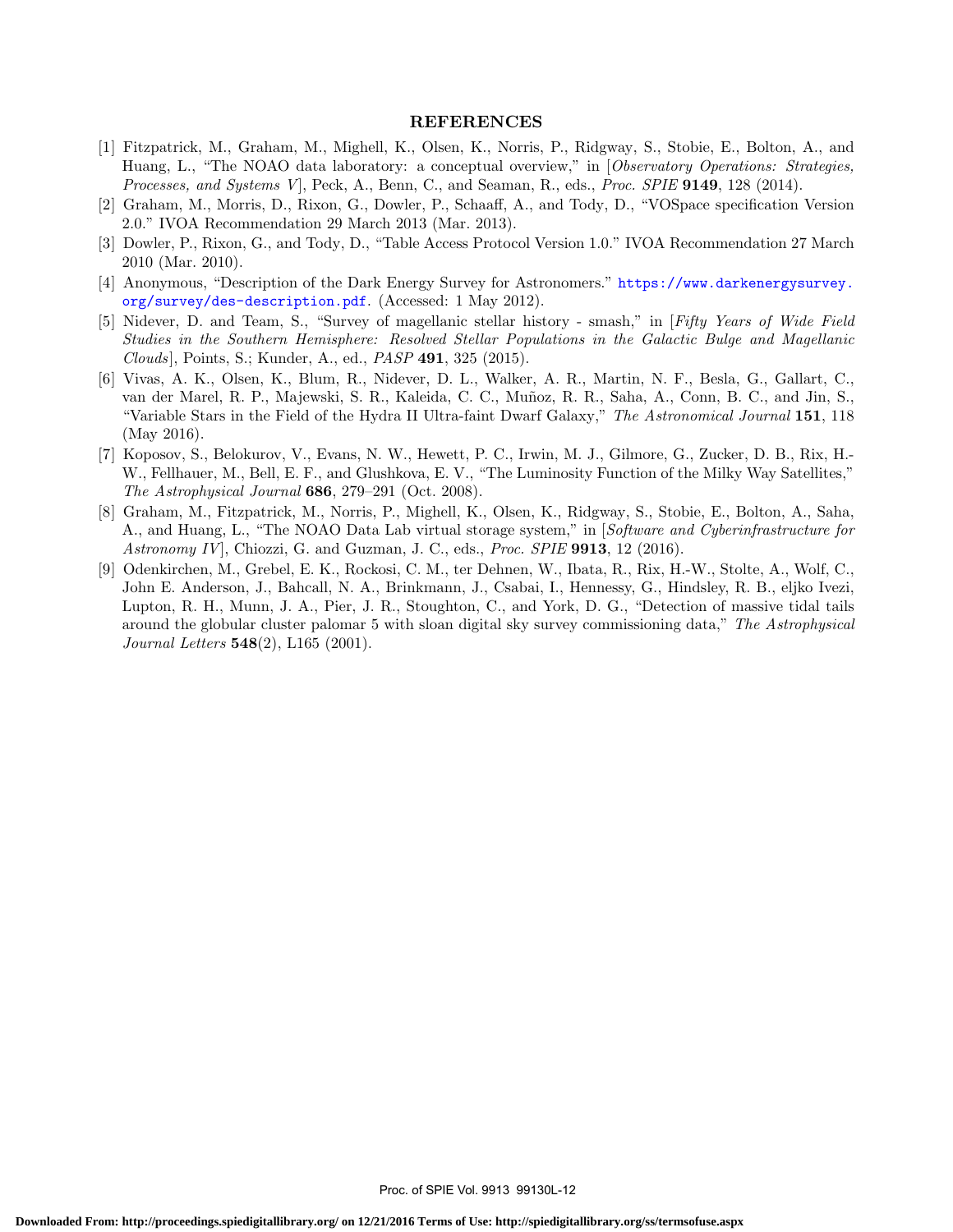## REFERENCES

[1] Fitzpatrick, M., Graham, M., Mighell, K., Olsen, K., Norris, P., Ridgway, S., Stobie, E., Bolton, A., and Huang, L., "The NOAO data laboratory: a conceptual overview," in [*Observatory Operations: Strategies, Processes, and Systems V*], Peck, A., Benn, C., and Seaman, R., eds., *Proc. SPIE* **9149**, 128 (2014).

[2] Graham, M., Morris, D., Rixon, G., Dowler, P., Schaaff, A., and Tody, D., "VOSpace specification Version 2.0." IVOA Recommendation 29 March 2013 (Mar. 2013).

[3] Dowler, P., Rixon, G., and Tody, D., "Table Access Protocol Version 1.0." IVOA Recommendation 27 March 2010 (Mar. 2010).

[4] Anonymous, "Description of the Dark Energy Survey for Astronomers." https://www.darkenergysurvey.org/survey/des-description.pdf. (Accessed: 1 May 2012).

[5] Nidever, D. and Team, S., "Survey of magellanic stellar history - smash," in [*Fifty Years of Wide Field Studies in the Southern Hemisphere: Resolved Stellar Populations in the Galactic Bulge and Magellanic Clouds*], Points, S.; Kunder, A., ed., *PASP* **491**, 325 (2015).

[6] Vivas, A. K., Olsen, K., Blum, R., Nidever, D. L., Walker, A. R., Martin, N. F., Besla, G., Gallart, C., van der Marel, R. P., Majewski, S. R., Kaleida, C. C., Muñoz, R. R., Saha, A., Conn, B. C., and Jin, S., "Variable Stars in the Field of the Hydra II Ultra-faint Dwarf Galaxy," *The Astronomical Journal* **151**, 118 (May 2016).

[7] Koposov, S., Belokurov, V., Evans, N. W., Hewett, P. C., Irwin, M. J., Gilmore, G., Zucker, D. B., Rix, H.-W., Fellhauer, M., Bell, E. F., and Glushkova, E. V., "The Luminosity Function of the Milky Way Satellites," *The Astrophysical Journal* **686**, 279–291 (Oct. 2008).

[8] Graham, M., Fitzpatrick, M., Norris, P., Mighell, K., Olsen, K., Ridgway, S., Stobie, E., Bolton, A., Saha, A., and Huang, L., "The NOAO Data Lab virtual storage system," in [*Software and Cyberinfrastructure for Astronomy IV*], Chiozzi, G. and Guzman, J. C., eds., *Proc. SPIE* **9913**, 12 (2016).

[9] Odenkirchen, M., Grebel, E. K., Rockosi, C. M., ter Dehnen, W., Ibata, R., Rix, H.-W., Stolte, A., Wolf, C., John E. Anderson, J., Bahcall, N. A., Brinkmann, J., Csabai, I., Hennessy, G., Hindsley, R. B., eljko Ivezi, Lupton, R. H., Munn, J. A., Pier, J. R., Stoughton, C., and York, D. G., "Detection of massive tidal tails around the globular cluster palomar 5 with sloan digital sky survey commissioning data," *The Astrophysical Journal Letters* **548**(2), L165 (2001).